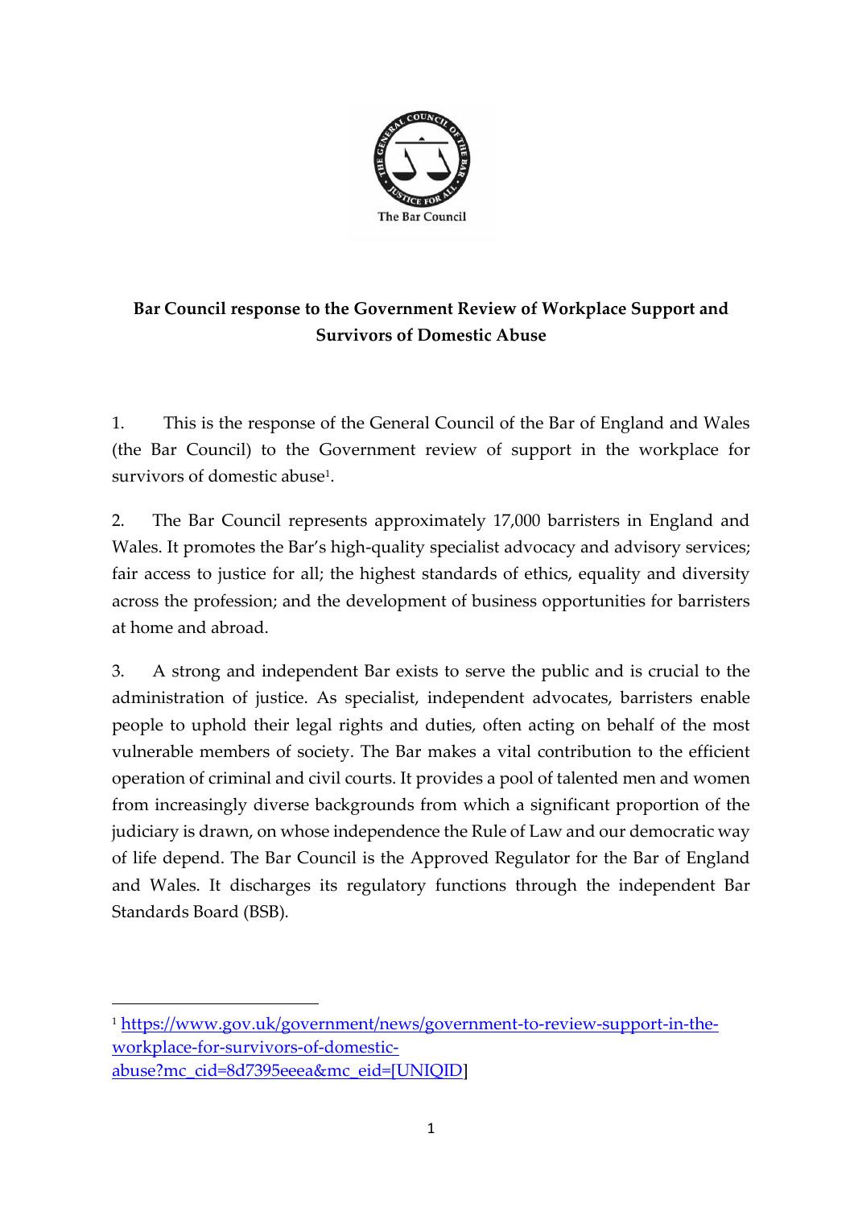The Bar Council

# Bar Council response to the Government Review of Workplace Support and Survivors of Domestic Abuse

1. This is the response of the General Council of the Bar of England and Wales (the Bar Council) to the Government review of support in the workplace for survivors of domestic abuse[1].

2. The Bar Council represents approximately 17,000 barristers in England and Wales. It promotes the Bar's high-quality specialist advocacy and advisory services; fair access to justice for all; the highest standards of ethics, equality and diversity across the profession; and the development of business opportunities for barristers at home and abroad.

3. A strong and independent Bar exists to serve the public and is crucial to the administration of justice. As specialist, independent advocates, barristers enable people to uphold their legal rights and duties, often acting on behalf of the most vulnerable members of society. The Bar makes a vital contribution to the efficient operation of criminal and civil courts. It provides a pool of talented men and women from increasingly diverse backgrounds from which a significant proportion of the judiciary is drawn, on whose independence the Rule of Law and our democratic way of life depend. The Bar Council is the Approved Regulator for the Bar of England and Wales. It discharges its regulatory functions through the independent Bar Standards Board (BSB).

---

[1] https://www.gov.uk/government/news/government-to-review-support-in-the-workplace-for-survivors-of-domestic-abuse?mc_cid=8d7395eeea&mc_eid=[UNIQID]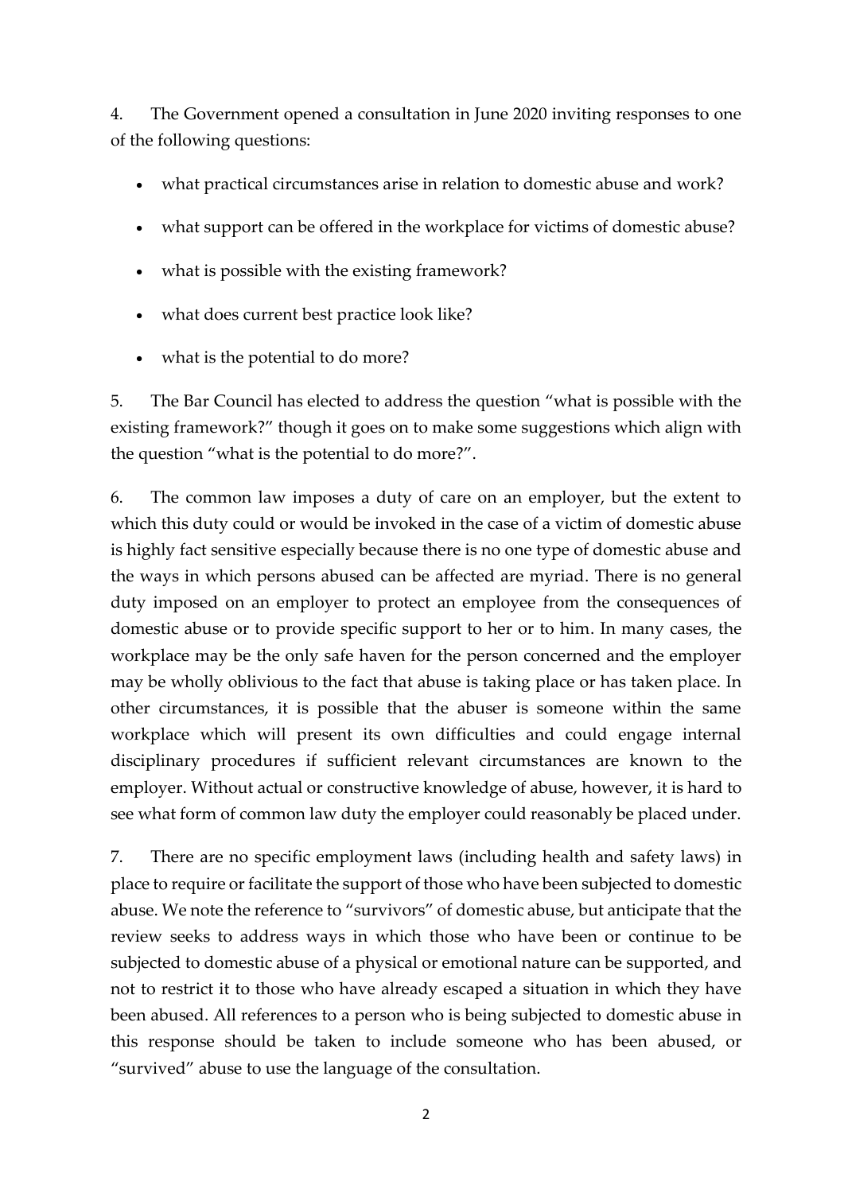4. The Government opened a consultation in June 2020 inviting responses to one of the following questions:

- what practical circumstances arise in relation to domestic abuse and work?
- what support can be offered in the workplace for victims of domestic abuse?
- what is possible with the existing framework?
- what does current best practice look like?
- what is the potential to do more?

5. The Bar Council has elected to address the question "what is possible with the existing framework?" though it goes on to make some suggestions which align with the question "what is the potential to do more?".

6. The common law imposes a duty of care on an employer, but the extent to which this duty could or would be invoked in the case of a victim of domestic abuse is highly fact sensitive especially because there is no one type of domestic abuse and the ways in which persons abused can be affected are myriad. There is no general duty imposed on an employer to protect an employee from the consequences of domestic abuse or to provide specific support to her or to him. In many cases, the workplace may be the only safe haven for the person concerned and the employer may be wholly oblivious to the fact that abuse is taking place or has taken place. In other circumstances, it is possible that the abuser is someone within the same workplace which will present its own difficulties and could engage internal disciplinary procedures if sufficient relevant circumstances are known to the employer. Without actual or constructive knowledge of abuse, however, it is hard to see what form of common law duty the employer could reasonably be placed under.

7. There are no specific employment laws (including health and safety laws) in place to require or facilitate the support of those who have been subjected to domestic abuse. We note the reference to "survivors" of domestic abuse, but anticipate that the review seeks to address ways in which those who have been or continue to be subjected to domestic abuse of a physical or emotional nature can be supported, and not to restrict it to those who have already escaped a situation in which they have been abused. All references to a person who is being subjected to domestic abuse in this response should be taken to include someone who has been abused, or "survived" abuse to use the language of the consultation.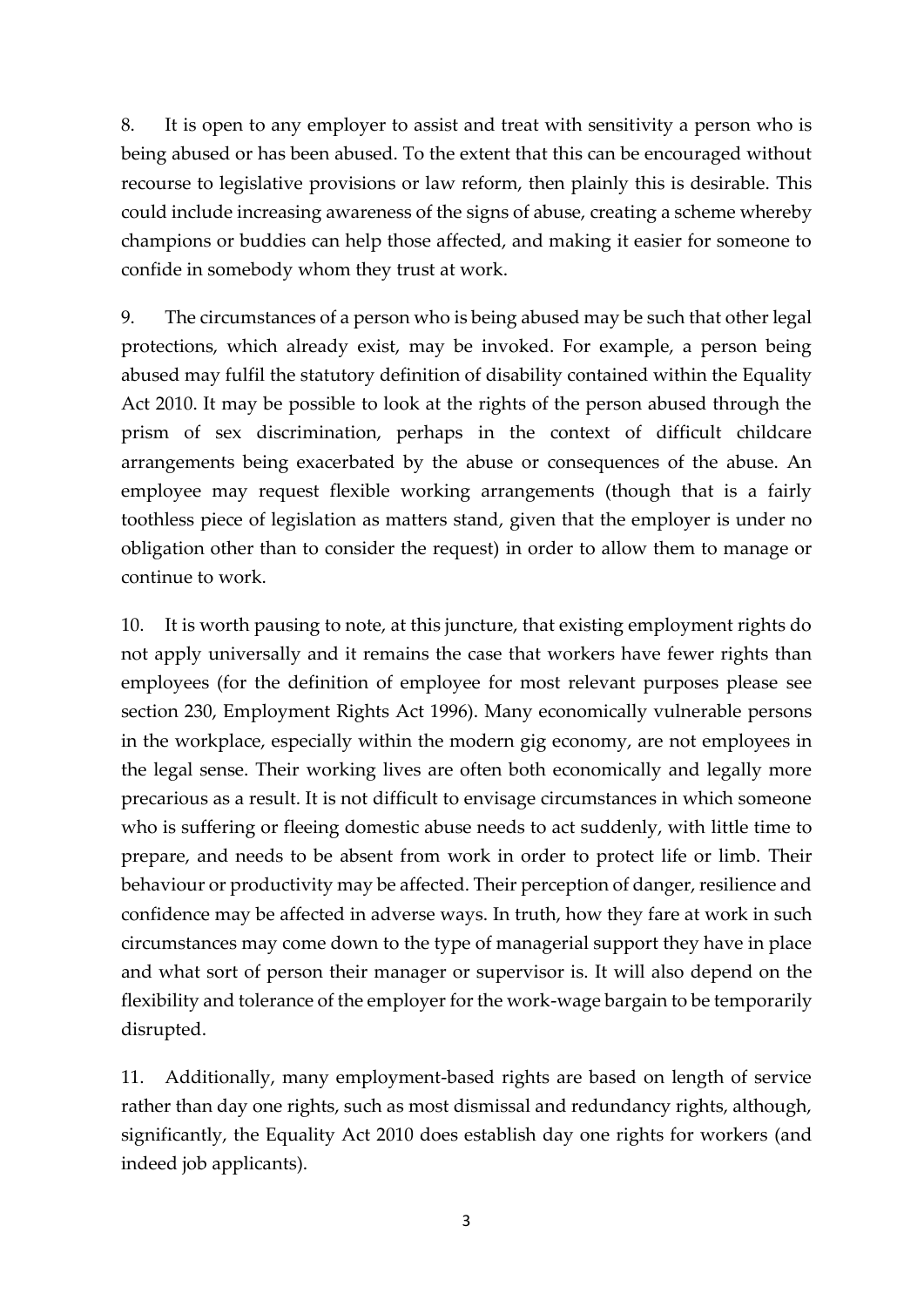8. It is open to any employer to assist and treat with sensitivity a person who is being abused or has been abused. To the extent that this can be encouraged without recourse to legislative provisions or law reform, then plainly this is desirable. This could include increasing awareness of the signs of abuse, creating a scheme whereby champions or buddies can help those affected, and making it easier for someone to confide in somebody whom they trust at work.

9. The circumstances of a person who is being abused may be such that other legal protections, which already exist, may be invoked. For example, a person being abused may fulfil the statutory definition of disability contained within the Equality Act 2010. It may be possible to look at the rights of the person abused through the prism of sex discrimination, perhaps in the context of difficult childcare arrangements being exacerbated by the abuse or consequences of the abuse. An employee may request flexible working arrangements (though that is a fairly toothless piece of legislation as matters stand, given that the employer is under no obligation other than to consider the request) in order to allow them to manage or continue to work.

10. It is worth pausing to note, at this juncture, that existing employment rights do not apply universally and it remains the case that workers have fewer rights than employees (for the definition of employee for most relevant purposes please see section 230, Employment Rights Act 1996). Many economically vulnerable persons in the workplace, especially within the modern gig economy, are not employees in the legal sense. Their working lives are often both economically and legally more precarious as a result. It is not difficult to envisage circumstances in which someone who is suffering or fleeing domestic abuse needs to act suddenly, with little time to prepare, and needs to be absent from work in order to protect life or limb. Their behaviour or productivity may be affected. Their perception of danger, resilience and confidence may be affected in adverse ways. In truth, how they fare at work in such circumstances may come down to the type of managerial support they have in place and what sort of person their manager or supervisor is. It will also depend on the flexibility and tolerance of the employer for the work-wage bargain to be temporarily disrupted.

11. Additionally, many employment-based rights are based on length of service rather than day one rights, such as most dismissal and redundancy rights, although, significantly, the Equality Act 2010 does establish day one rights for workers (and indeed job applicants).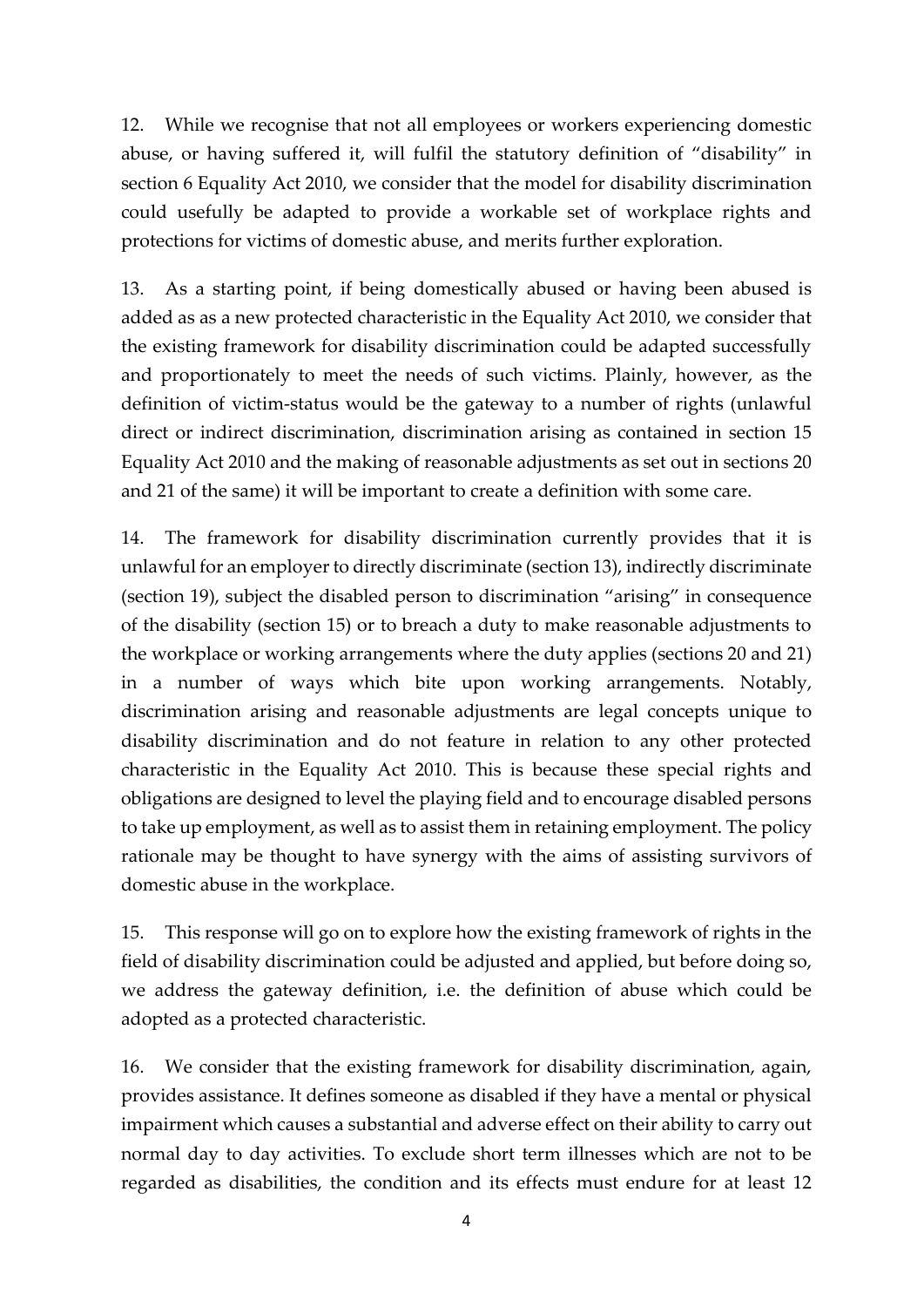12. While we recognise that not all employees or workers experiencing domestic abuse, or having suffered it, will fulfil the statutory definition of "disability" in section 6 Equality Act 2010, we consider that the model for disability discrimination could usefully be adapted to provide a workable set of workplace rights and protections for victims of domestic abuse, and merits further exploration.

13. As a starting point, if being domestically abused or having been abused is added as as a new protected characteristic in the Equality Act 2010, we consider that the existing framework for disability discrimination could be adapted successfully and proportionately to meet the needs of such victims. Plainly, however, as the definition of victim-status would be the gateway to a number of rights (unlawful direct or indirect discrimination, discrimination arising as contained in section 15 Equality Act 2010 and the making of reasonable adjustments as set out in sections 20 and 21 of the same) it will be important to create a definition with some care.

14. The framework for disability discrimination currently provides that it is unlawful for an employer to directly discriminate (section 13), indirectly discriminate (section 19), subject the disabled person to discrimination "arising" in consequence of the disability (section 15) or to breach a duty to make reasonable adjustments to the workplace or working arrangements where the duty applies (sections 20 and 21) in a number of ways which bite upon working arrangements. Notably, discrimination arising and reasonable adjustments are legal concepts unique to disability discrimination and do not feature in relation to any other protected characteristic in the Equality Act 2010. This is because these special rights and obligations are designed to level the playing field and to encourage disabled persons to take up employment, as well as to assist them in retaining employment. The policy rationale may be thought to have synergy with the aims of assisting survivors of domestic abuse in the workplace.

15. This response will go on to explore how the existing framework of rights in the field of disability discrimination could be adjusted and applied, but before doing so, we address the gateway definition, i.e. the definition of abuse which could be adopted as a protected characteristic.

16. We consider that the existing framework for disability discrimination, again, provides assistance. It defines someone as disabled if they have a mental or physical impairment which causes a substantial and adverse effect on their ability to carry out normal day to day activities. To exclude short term illnesses which are not to be regarded as disabilities, the condition and its effects must endure for at least 12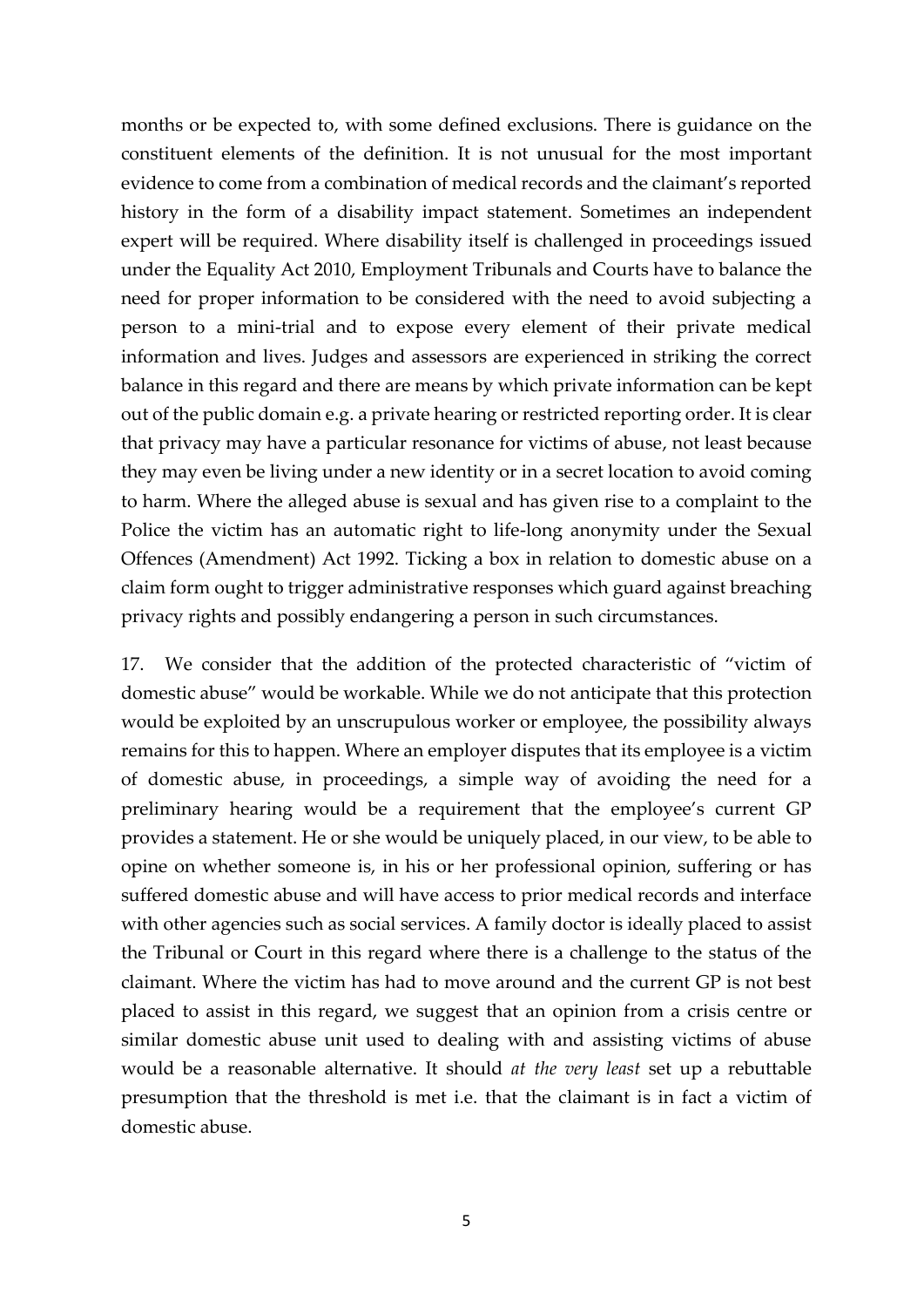months or be expected to, with some defined exclusions. There is guidance on the constituent elements of the definition. It is not unusual for the most important evidence to come from a combination of medical records and the claimant's reported history in the form of a disability impact statement. Sometimes an independent expert will be required. Where disability itself is challenged in proceedings issued under the Equality Act 2010, Employment Tribunals and Courts have to balance the need for proper information to be considered with the need to avoid subjecting a person to a mini-trial and to expose every element of their private medical information and lives. Judges and assessors are experienced in striking the correct balance in this regard and there are means by which private information can be kept out of the public domain e.g. a private hearing or restricted reporting order. It is clear that privacy may have a particular resonance for victims of abuse, not least because they may even be living under a new identity or in a secret location to avoid coming to harm. Where the alleged abuse is sexual and has given rise to a complaint to the Police the victim has an automatic right to life-long anonymity under the Sexual Offences (Amendment) Act 1992. Ticking a box in relation to domestic abuse on a claim form ought to trigger administrative responses which guard against breaching privacy rights and possibly endangering a person in such circumstances.

17. We consider that the addition of the protected characteristic of "victim of domestic abuse" would be workable. While we do not anticipate that this protection would be exploited by an unscrupulous worker or employee, the possibility always remains for this to happen. Where an employer disputes that its employee is a victim of domestic abuse, in proceedings, a simple way of avoiding the need for a preliminary hearing would be a requirement that the employee's current GP provides a statement. He or she would be uniquely placed, in our view, to be able to opine on whether someone is, in his or her professional opinion, suffering or has suffered domestic abuse and will have access to prior medical records and interface with other agencies such as social services. A family doctor is ideally placed to assist the Tribunal or Court in this regard where there is a challenge to the status of the claimant. Where the victim has had to move around and the current GP is not best placed to assist in this regard, we suggest that an opinion from a crisis centre or similar domestic abuse unit used to dealing with and assisting victims of abuse would be a reasonable alternative. It should *at the very least* set up a rebuttable presumption that the threshold is met i.e. that the claimant is in fact a victim of domestic abuse.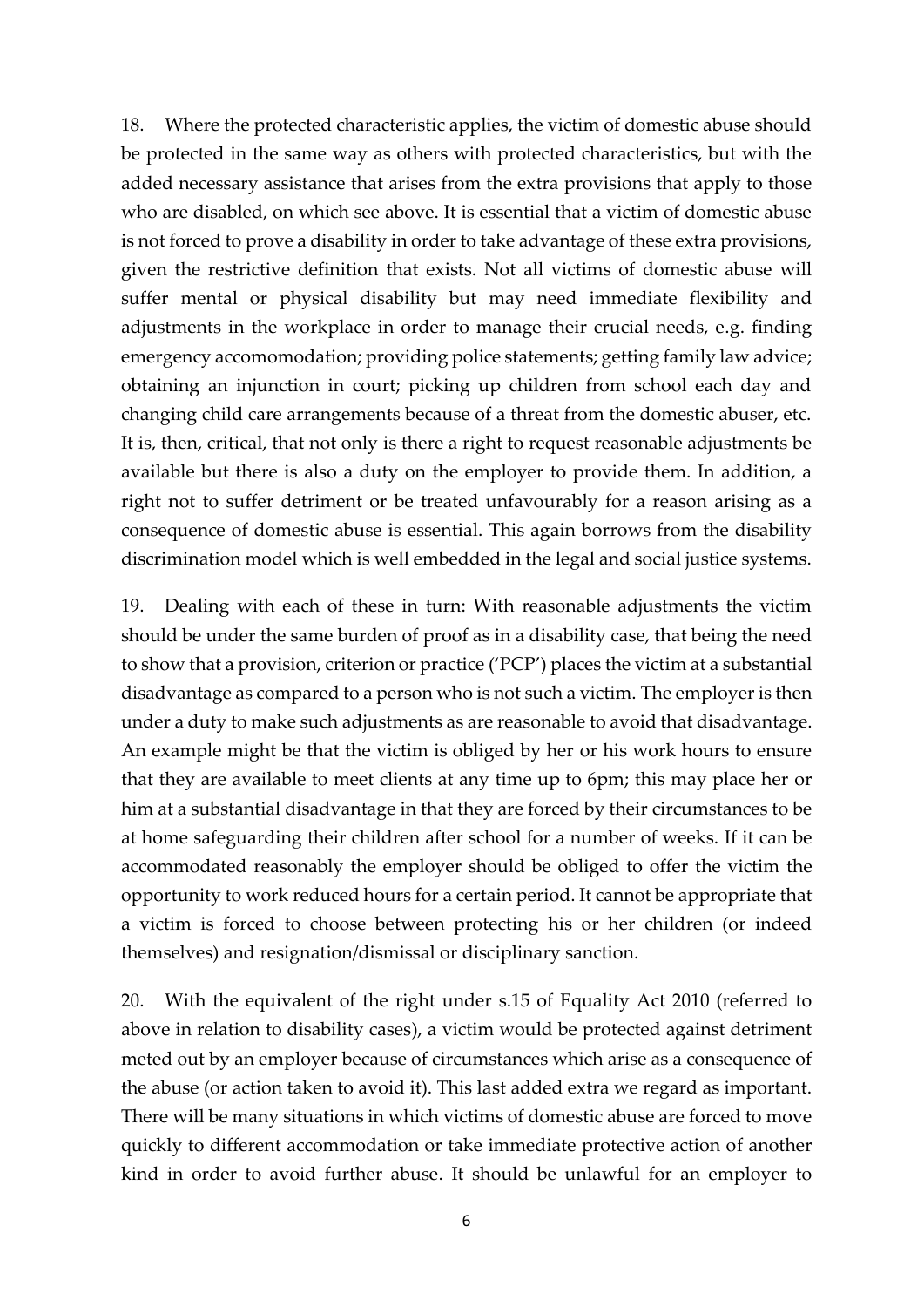18. Where the protected characteristic applies, the victim of domestic abuse should be protected in the same way as others with protected characteristics, but with the added necessary assistance that arises from the extra provisions that apply to those who are disabled, on which see above. It is essential that a victim of domestic abuse is not forced to prove a disability in order to take advantage of these extra provisions, given the restrictive definition that exists. Not all victims of domestic abuse will suffer mental or physical disability but may need immediate flexibility and adjustments in the workplace in order to manage their crucial needs, e.g. finding emergency accomomodation; providing police statements; getting family law advice; obtaining an injunction in court; picking up children from school each day and changing child care arrangements because of a threat from the domestic abuser, etc. It is, then, critical, that not only is there a right to request reasonable adjustments be available but there is also a duty on the employer to provide them. In addition, a right not to suffer detriment or be treated unfavourably for a reason arising as a consequence of domestic abuse is essential. This again borrows from the disability discrimination model which is well embedded in the legal and social justice systems.

19. Dealing with each of these in turn: With reasonable adjustments the victim should be under the same burden of proof as in a disability case, that being the need to show that a provision, criterion or practice ('PCP') places the victim at a substantial disadvantage as compared to a person who is not such a victim. The employer is then under a duty to make such adjustments as are reasonable to avoid that disadvantage. An example might be that the victim is obliged by her or his work hours to ensure that they are available to meet clients at any time up to 6pm; this may place her or him at a substantial disadvantage in that they are forced by their circumstances to be at home safeguarding their children after school for a number of weeks. If it can be accommodated reasonably the employer should be obliged to offer the victim the opportunity to work reduced hours for a certain period. It cannot be appropriate that a victim is forced to choose between protecting his or her children (or indeed themselves) and resignation/dismissal or disciplinary sanction.

20. With the equivalent of the right under s.15 of Equality Act 2010 (referred to above in relation to disability cases), a victim would be protected against detriment meted out by an employer because of circumstances which arise as a consequence of the abuse (or action taken to avoid it). This last added extra we regard as important. There will be many situations in which victims of domestic abuse are forced to move quickly to different accommodation or take immediate protective action of another kind in order to avoid further abuse. It should be unlawful for an employer to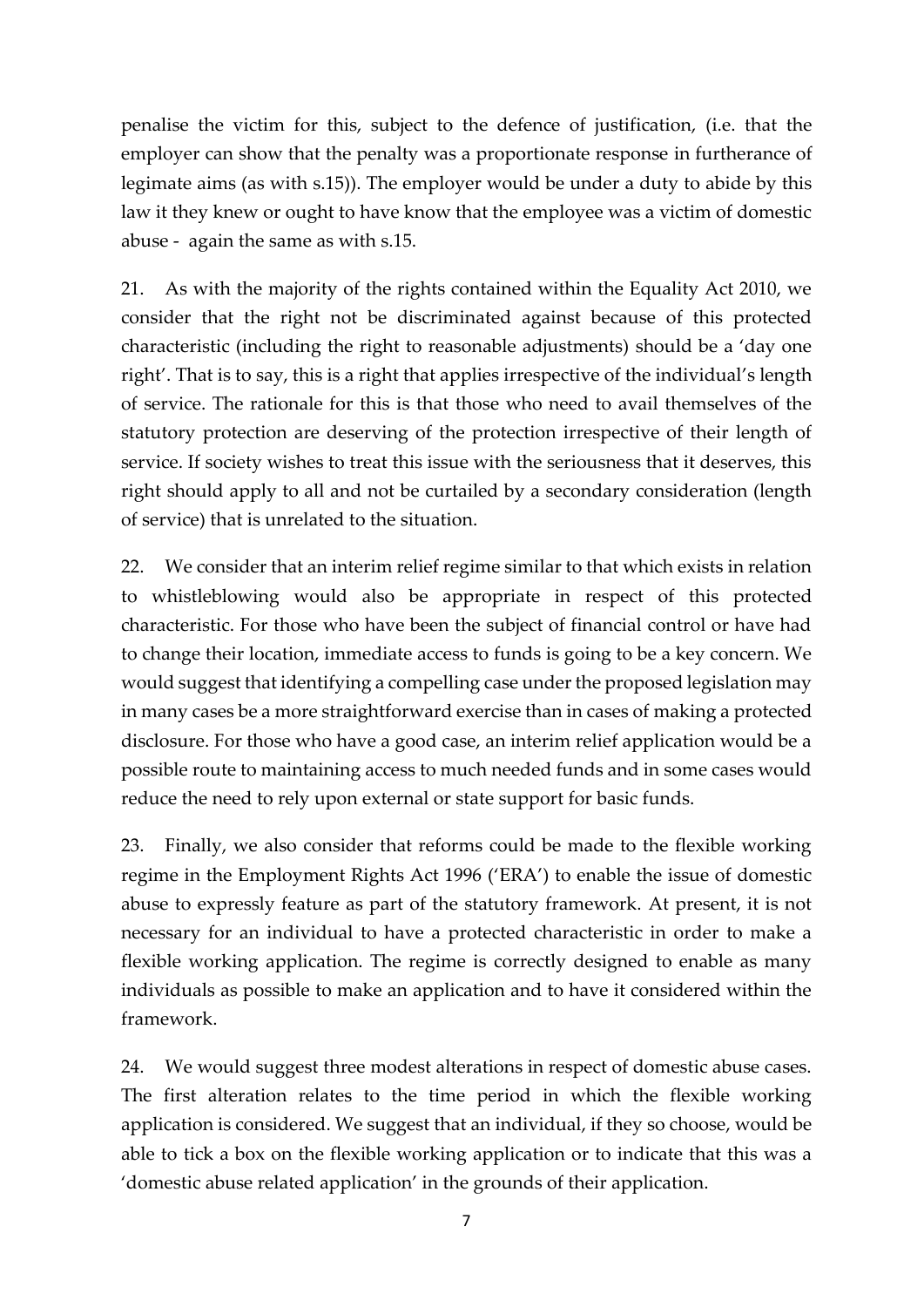penalise the victim for this, subject to the defence of justification, (i.e. that the employer can show that the penalty was a proportionate response in furtherance of legimate aims (as with s.15)). The employer would be under a duty to abide by this law it they knew or ought to have know that the employee was a victim of domestic abuse - again the same as with s.15.

21. As with the majority of the rights contained within the Equality Act 2010, we consider that the right not be discriminated against because of this protected characteristic (including the right to reasonable adjustments) should be a 'day one right'. That is to say, this is a right that applies irrespective of the individual's length of service. The rationale for this is that those who need to avail themselves of the statutory protection are deserving of the protection irrespective of their length of service. If society wishes to treat this issue with the seriousness that it deserves, this right should apply to all and not be curtailed by a secondary consideration (length of service) that is unrelated to the situation.

22. We consider that an interim relief regime similar to that which exists in relation to whistleblowing would also be appropriate in respect of this protected characteristic. For those who have been the subject of financial control or have had to change their location, immediate access to funds is going to be a key concern. We would suggest that identifying a compelling case under the proposed legislation may in many cases be a more straightforward exercise than in cases of making a protected disclosure. For those who have a good case, an interim relief application would be a possible route to maintaining access to much needed funds and in some cases would reduce the need to rely upon external or state support for basic funds.

23. Finally, we also consider that reforms could be made to the flexible working regime in the Employment Rights Act 1996 ('ERA') to enable the issue of domestic abuse to expressly feature as part of the statutory framework. At present, it is not necessary for an individual to have a protected characteristic in order to make a flexible working application. The regime is correctly designed to enable as many individuals as possible to make an application and to have it considered within the framework.

24. We would suggest three modest alterations in respect of domestic abuse cases. The first alteration relates to the time period in which the flexible working application is considered. We suggest that an individual, if they so choose, would be able to tick a box on the flexible working application or to indicate that this was a 'domestic abuse related application' in the grounds of their application.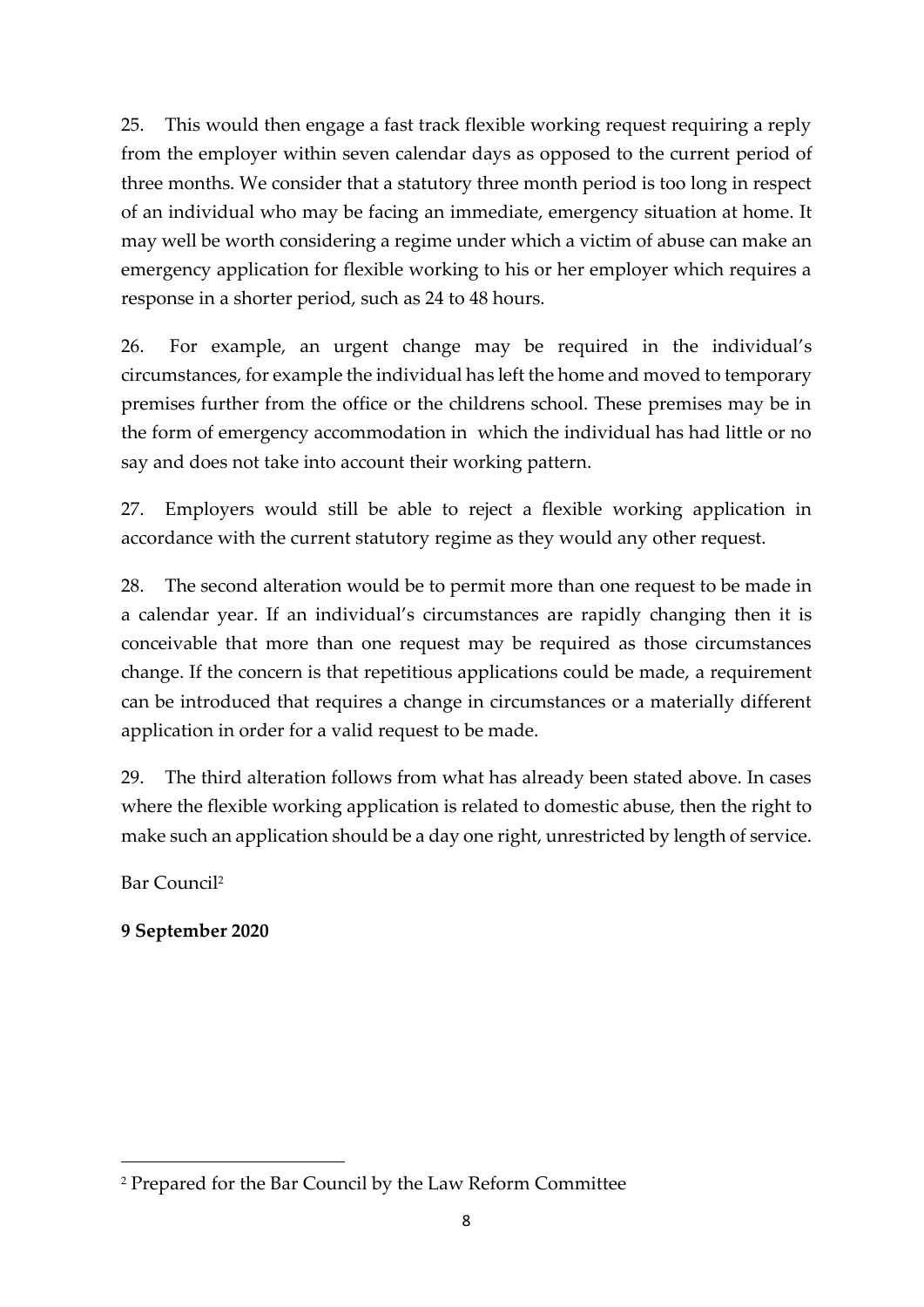25. This would then engage a fast track flexible working request requiring a reply from the employer within seven calendar days as opposed to the current period of three months. We consider that a statutory three month period is too long in respect of an individual who may be facing an immediate, emergency situation at home. It may well be worth considering a regime under which a victim of abuse can make an emergency application for flexible working to his or her employer which requires a response in a shorter period, such as 24 to 48 hours.

26. For example, an urgent change may be required in the individual's circumstances, for example the individual has left the home and moved to temporary premises further from the office or the childrens school. These premises may be in the form of emergency accommodation in which the individual has had little or no say and does not take into account their working pattern.

27. Employers would still be able to reject a flexible working application in accordance with the current statutory regime as they would any other request.

28. The second alteration would be to permit more than one request to be made in a calendar year. If an individual's circumstances are rapidly changing then it is conceivable that more than one request may be required as those circumstances change. If the concern is that repetitious applications could be made, a requirement can be introduced that requires a change in circumstances or a materially different application in order for a valid request to be made.

29. The third alteration follows from what has already been stated above. In cases where the flexible working application is related to domestic abuse, then the right to make such an application should be a day one right, unrestricted by length of service.

Bar Council[2]

**9 September 2020**

---

[2] Prepared for the Bar Council by the Law Reform Committee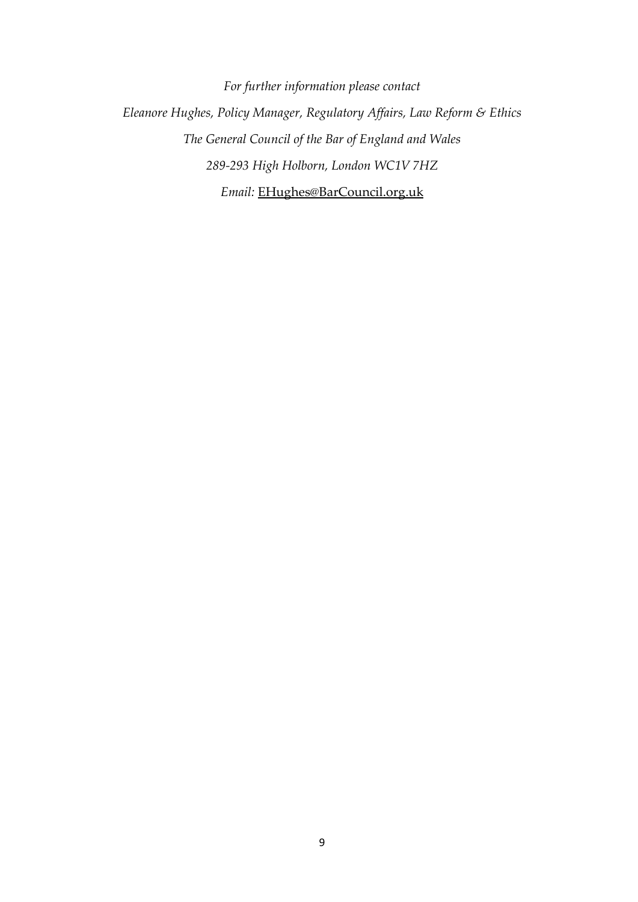*For further information please contact*

*Eleanore Hughes, Policy Manager, Regulatory Affairs, Law Reform & Ethics*

*The General Council of the Bar of England and Wales*

*289-293 High Holborn, London WC1V 7HZ*

*Email:* EHughes@BarCouncil.org.uk